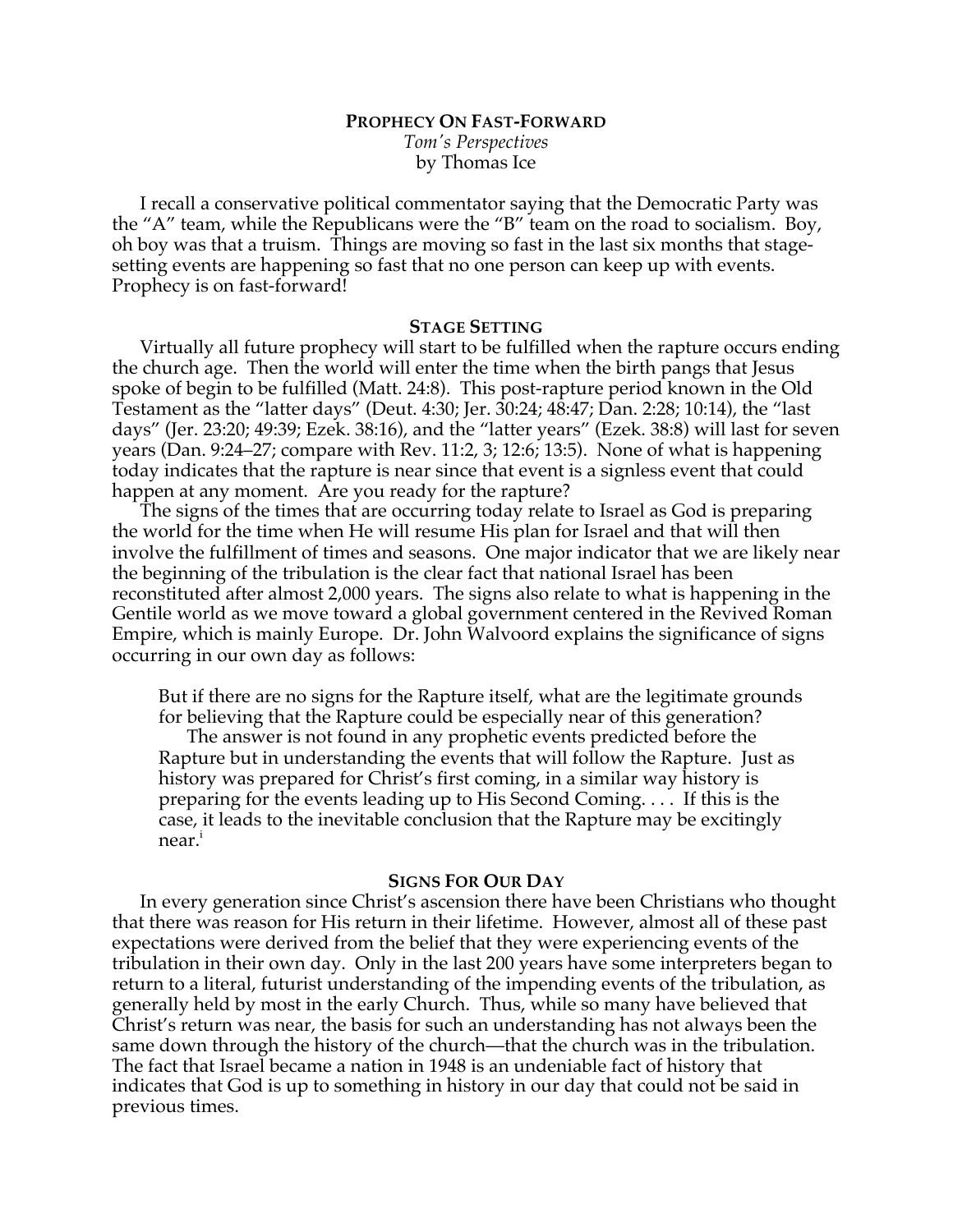# PROPHECY ON FAST-FORWARD

*Tom's Perspectives*
by Thomas Ice

I recall a conservative political commentator saying that the Democratic Party was the "A" team, while the Republicans were the "B" team on the road to socialism. Boy, oh boy was that a truism. Things are moving so fast in the last six months that stage-setting events are happening so fast that no one person can keep up with events. Prophecy is on fast-forward!

## STAGE SETTING

Virtually all future prophecy will start to be fulfilled when the rapture occurs ending the church age. Then the world will enter the time when the birth pangs that Jesus spoke of begin to be fulfilled (Matt. 24:8). This post-rapture period known in the Old Testament as the "latter days" (Deut. 4:30; Jer. 30:24; 48:47; Dan. 2:28; 10:14), the "last days" (Jer. 23:20; 49:39; Ezek. 38:16), and the "latter years" (Ezek. 38:8) will last for seven years (Dan. 9:24–27; compare with Rev. 11:2, 3; 12:6; 13:5). None of what is happening today indicates that the rapture is near since that event is a signless event that could happen at any moment. Are you ready for the rapture?

The signs of the times that are occurring today relate to Israel as God is preparing the world for the time when He will resume His plan for Israel and that will then involve the fulfillment of times and seasons. One major indicator that we are likely near the beginning of the tribulation is the clear fact that national Israel has been reconstituted after almost 2,000 years. The signs also relate to what is happening in the Gentile world as we move toward a global government centered in the Revived Roman Empire, which is mainly Europe. Dr. John Walvoord explains the significance of signs occurring in our own day as follows:

> But if there are no signs for the Rapture itself, what are the legitimate grounds for believing that the Rapture could be especially near of this generation?
>
> The answer is not found in any prophetic events predicted before the Rapture but in understanding the events that will follow the Rapture. Just as history was prepared for Christ's first coming, in a similar way history is preparing for the events leading up to His Second Coming. . . . If this is the case, it leads to the inevitable conclusion that the Rapture may be excitingly near.[i]

## SIGNS FOR OUR DAY

In every generation since Christ's ascension there have been Christians who thought that there was reason for His return in their lifetime. However, almost all of these past expectations were derived from the belief that they were experiencing events of the tribulation in their own day. Only in the last 200 years have some interpreters began to return to a literal, futurist understanding of the impending events of the tribulation, as generally held by most in the early Church. Thus, while so many have believed that Christ's return was near, the basis for such an understanding has not always been the same down through the history of the church—that the church was in the tribulation. The fact that Israel became a nation in 1948 is an undeniable fact of history that indicates that God is up to something in history in our day that could not be said in previous times.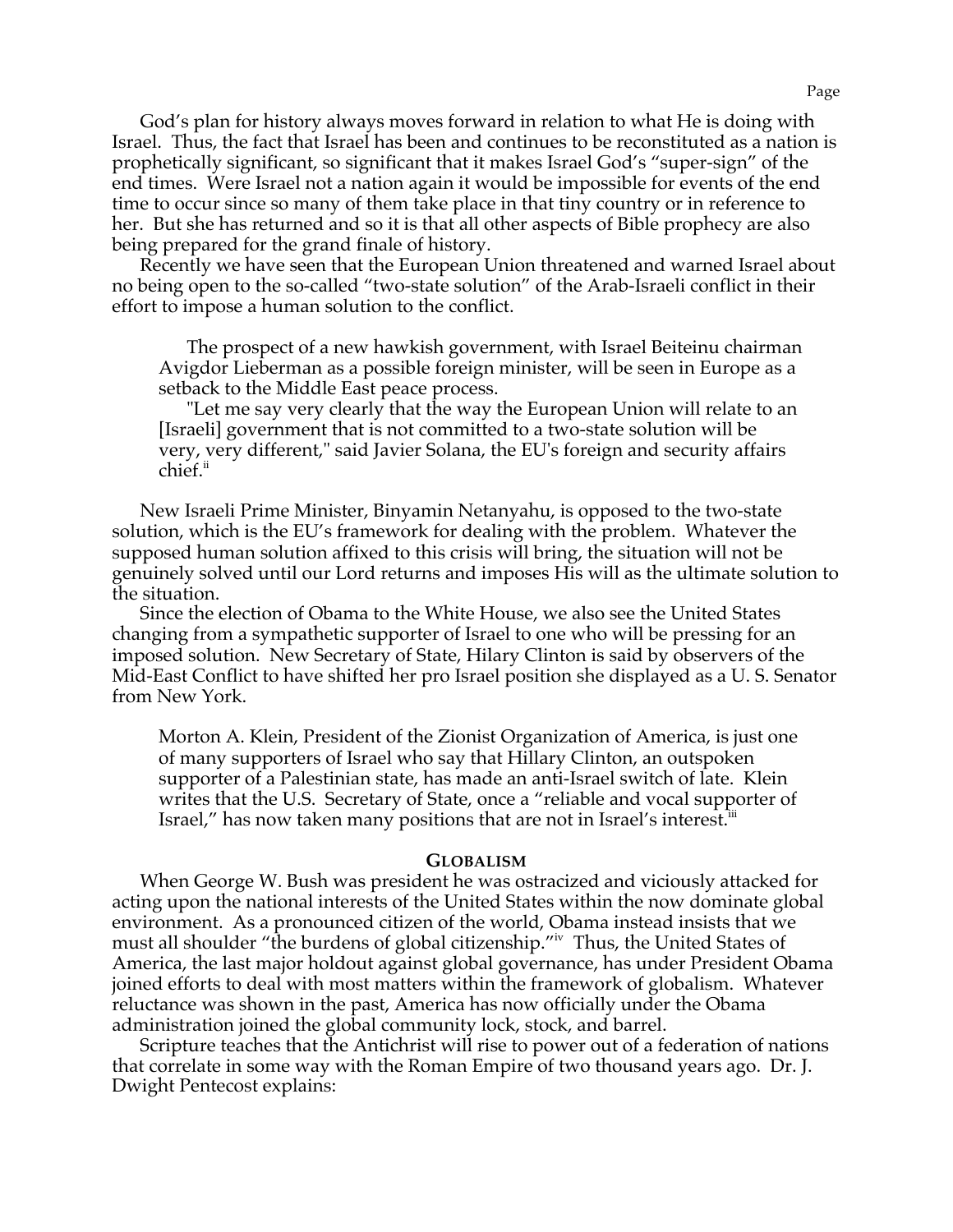God's plan for history always moves forward in relation to what He is doing with Israel. Thus, the fact that Israel has been and continues to be reconstituted as a nation is prophetically significant, so significant that it makes Israel God's "super-sign" of the end times. Were Israel not a nation again it would be impossible for events of the end time to occur since so many of them take place in that tiny country or in reference to her. But she has returned and so it is that all other aspects of Bible prophecy are also being prepared for the grand finale of history.

Recently we have seen that the European Union threatened and warned Israel about no being open to the so-called "two-state solution" of the Arab-Israeli conflict in their effort to impose a human solution to the conflict.

> The prospect of a new hawkish government, with Israel Beiteinu chairman Avigdor Lieberman as a possible foreign minister, will be seen in Europe as a setback to the Middle East peace process.
>
> "Let me say very clearly that the way the European Union will relate to an [Israeli] government that is not committed to a two-state solution will be very, very different," said Javier Solana, the EU's foreign and security affairs chief.[ii]

New Israeli Prime Minister, Binyamin Netanyahu, is opposed to the two-state solution, which is the EU's framework for dealing with the problem. Whatever the supposed human solution affixed to this crisis will bring, the situation will not be genuinely solved until our Lord returns and imposes His will as the ultimate solution to the situation.

Since the election of Obama to the White House, we also see the United States changing from a sympathetic supporter of Israel to one who will be pressing for an imposed solution. New Secretary of State, Hilary Clinton is said by observers of the Mid-East Conflict to have shifted her pro Israel position she displayed as a U. S. Senator from New York.

> Morton A. Klein, President of the Zionist Organization of America, is just one of many supporters of Israel who say that Hillary Clinton, an outspoken supporter of a Palestinian state, has made an anti-Israel switch of late. Klein writes that the U.S. Secretary of State, once a "reliable and vocal supporter of Israel," has now taken many positions that are not in Israel's interest.[iii]

## GLOBALISM

When George W. Bush was president he was ostracized and viciously attacked for acting upon the national interests of the United States within the now dominate global environment. As a pronounced citizen of the world, Obama instead insists that we must all shoulder "the burdens of global citizenship."[iv] Thus, the United States of America, the last major holdout against global governance, has under President Obama joined efforts to deal with most matters within the framework of globalism. Whatever reluctance was shown in the past, America has now officially under the Obama administration joined the global community lock, stock, and barrel.

Scripture teaches that the Antichrist will rise to power out of a federation of nations that correlate in some way with the Roman Empire of two thousand years ago. Dr. J. Dwight Pentecost explains: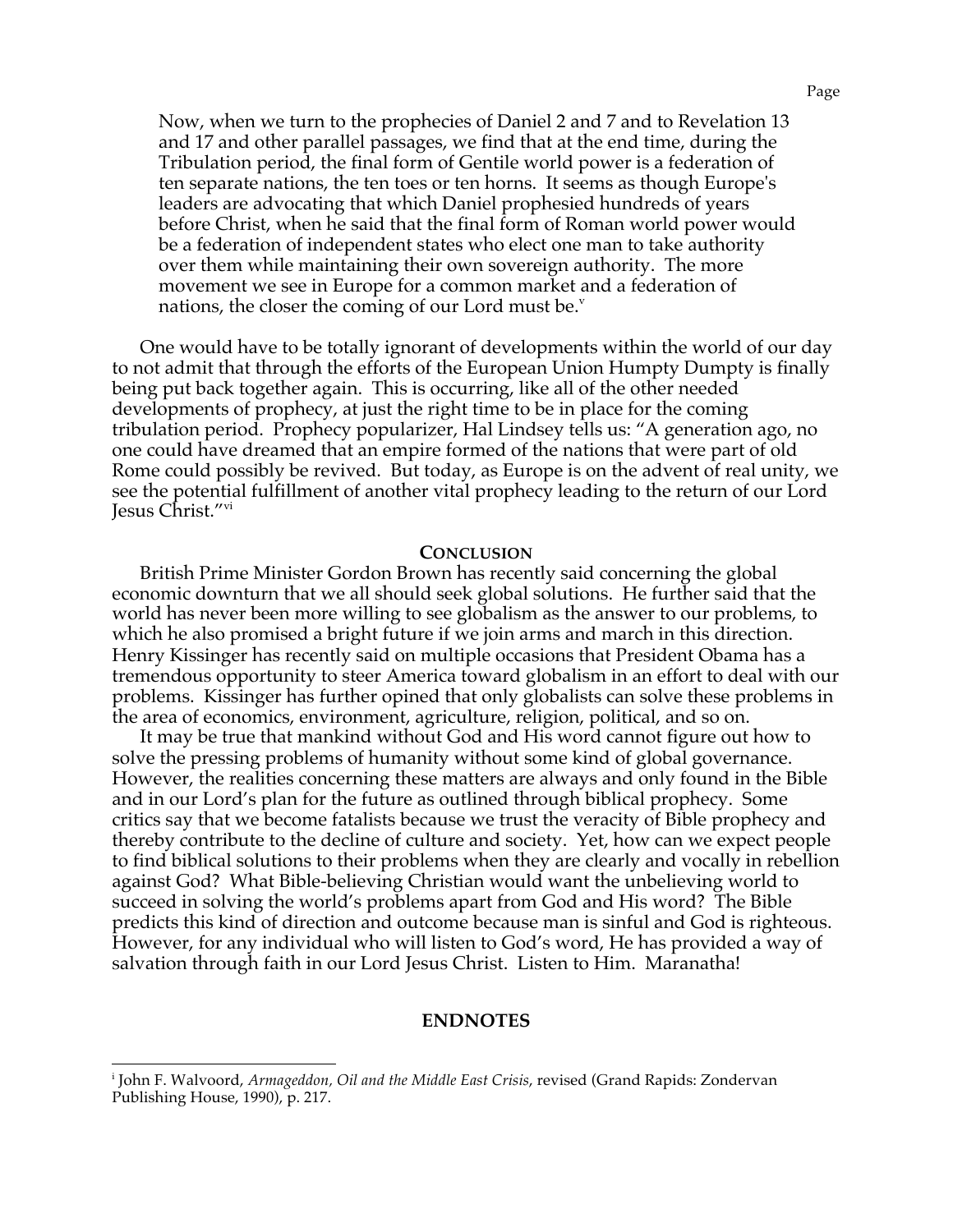> Now, when we turn to the prophecies of Daniel 2 and 7 and to Revelation 13 and 17 and other parallel passages, we find that at the end time, during the Tribulation period, the final form of Gentile world power is a federation of ten separate nations, the ten toes or ten horns. It seems as though Europe's leaders are advocating that which Daniel prophesied hundreds of years before Christ, when he said that the final form of Roman world power would be a federation of independent states who elect one man to take authority over them while maintaining their own sovereign authority. The more movement we see in Europe for a common market and a federation of nations, the closer the coming of our Lord must be.[v]

One would have to be totally ignorant of developments within the world of our day to not admit that through the efforts of the European Union Humpty Dumpty is finally being put back together again. This is occurring, like all of the other needed developments of prophecy, at just the right time to be in place for the coming tribulation period. Prophecy popularizer, Hal Lindsey tells us: "A generation ago, no one could have dreamed that an empire formed of the nations that were part of old Rome could possibly be revived. But today, as Europe is on the advent of real unity, we see the potential fulfillment of another vital prophecy leading to the return of our Lord Jesus Christ."[vi]

## Conclusion

British Prime Minister Gordon Brown has recently said concerning the global economic downturn that we all should seek global solutions. He further said that the world has never been more willing to see globalism as the answer to our problems, to which he also promised a bright future if we join arms and march in this direction. Henry Kissinger has recently said on multiple occasions that President Obama has a tremendous opportunity to steer America toward globalism in an effort to deal with our problems. Kissinger has further opined that only globalists can solve these problems in the area of economics, environment, agriculture, religion, political, and so on.

It may be true that mankind without God and His word cannot figure out how to solve the pressing problems of humanity without some kind of global governance. However, the realities concerning these matters are always and only found in the Bible and in our Lord's plan for the future as outlined through biblical prophecy. Some critics say that we become fatalists because we trust the veracity of Bible prophecy and thereby contribute to the decline of culture and society. Yet, how can we expect people to find biblical solutions to their problems when they are clearly and vocally in rebellion against God? What Bible-believing Christian would want the unbelieving world to succeed in solving the world's problems apart from God and His word? The Bible predicts this kind of direction and outcome because man is sinful and God is righteous. However, for any individual who will listen to God's word, He has provided a way of salvation through faith in our Lord Jesus Christ. Listen to Him. Maranatha!

## ENDNOTES

[i] John F. Walvoord, *Armageddon, Oil and the Middle East Crisis*, revised (Grand Rapids: Zondervan Publishing House, 1990), p. 217.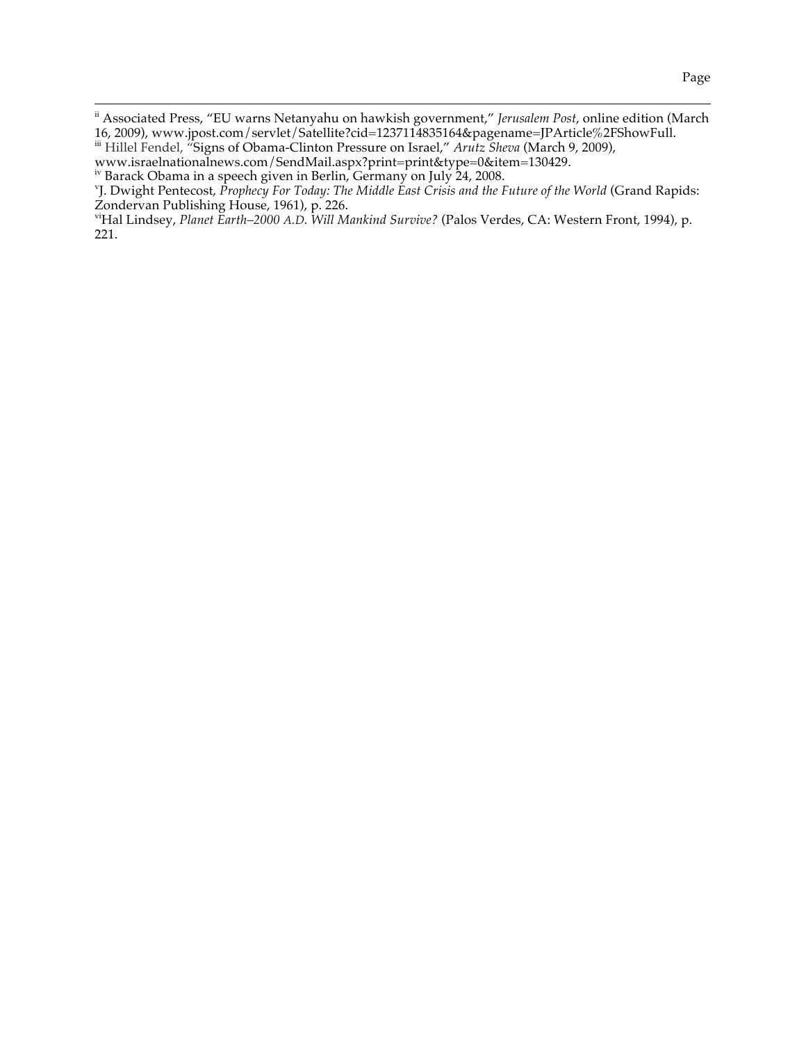[ii] Associated Press, "EU warns Netanyahu on hawkish government," *Jerusalem Post*, online edition (March 16, 2009), www.jpost.com/servlet/Satellite?cid=1237114835164&pagename=JPArticle%2FShowFull.

[iii] Hillel Fendel, "Signs of Obama-Clinton Pressure on Israel," *Arutz Sheva* (March 9, 2009), www.israelnationalnews.com/SendMail.aspx?print=print&type=0&item=130429.

[iv] Barack Obama in a speech given in Berlin, Germany on July 24, 2008.

[v] J. Dwight Pentecost, *Prophecy For Today: The Middle East Crisis and the Future of the World* (Grand Rapids: Zondervan Publishing House, 1961), p. 226.

[vi] Hal Lindsey, *Planet Earth–2000 A.D. Will Mankind Survive?* (Palos Verdes, CA: Western Front, 1994), p. 221.